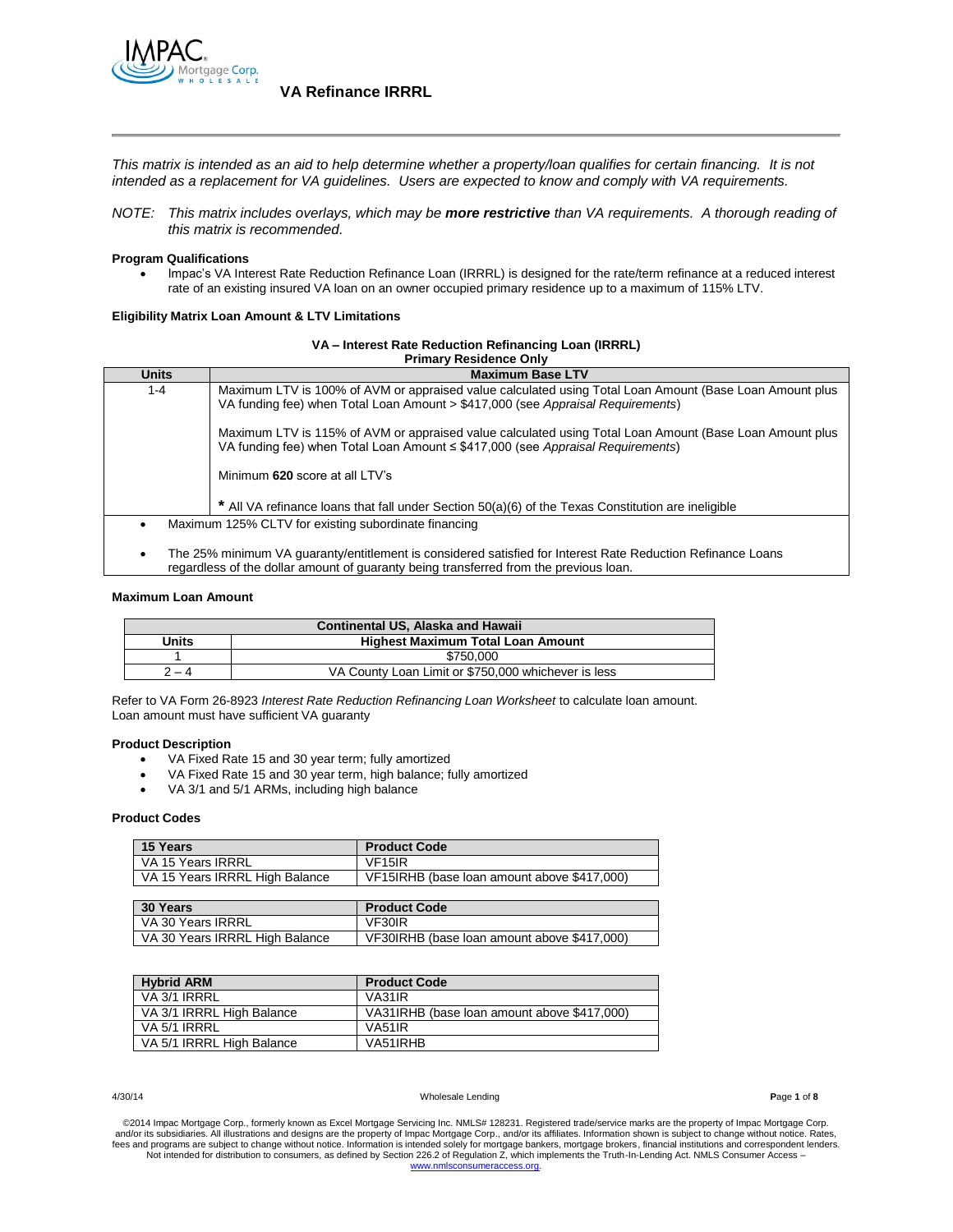# VA Refinance IRRRL

*This matrix is intended as an aid to help determine whether a property/loan qualifies for certain financing. It is not intended as a replacement for VA guidelines. Users are expected to know and comply with VA requirements.*

*NOTE: This matrix includes overlays, which may be **more restrictive** than VA requirements. A thorough reading of this matrix is recommended.*

**Program Qualifications**

- Impac's VA Interest Rate Reduction Refinance Loan (IRRRL) is designed for the rate/term refinance at a reduced interest rate of an existing insured VA loan on an owner occupied primary residence up to a maximum of 115% LTV.

**Eligibility Matrix Loan Amount & LTV Limitations**

**VA – Interest Rate Reduction Refinancing Loan (IRRRL)**
**Primary Residence Only**

| Units | Maximum Base LTV |
|---|---|
| 1-4 | Maximum LTV is 100% of AVM or appraised value calculated using Total Loan Amount (Base Loan Amount plus VA funding fee) when Total Loan Amount > $417,000 (see *Appraisal Requirements*)<br><br>Maximum LTV is 115% of AVM or appraised value calculated using Total Loan Amount (Base Loan Amount plus VA funding fee) when Total Loan Amount ≤ $417,000 (see *Appraisal Requirements*)<br><br>Minimum **620** score at all LTV's<br><br>* All VA refinance loans that fall under Section 50(a)(6) of the Texas Constitution are ineligible |

- Maximum 125% CLTV for existing subordinate financing
- The 25% minimum VA guaranty/entitlement is considered satisfied for Interest Rate Reduction Refinance Loans regardless of the dollar amount of guaranty being transferred from the previous loan.

**Maximum Loan Amount**

| Continental US, Alaska and Hawaii | |
|---|---|
| **Units** | **Highest Maximum Total Loan Amount** |
| 1 | $750,000 |
| 2 – 4 | VA County Loan Limit or $750,000 whichever is less |

Refer to VA Form 26-8923 *Interest Rate Reduction Refinancing Loan Worksheet* to calculate loan amount. Loan amount must have sufficient VA guaranty

**Product Description**

- VA Fixed Rate 15 and 30 year term; fully amortized
- VA Fixed Rate 15 and 30 year term, high balance; fully amortized
- VA 3/1 and 5/1 ARMs, including high balance

**Product Codes**

| 15 Years | Product Code |
|---|---|
| VA 15 Years IRRRL | VF15IR |
| VA 15 Years IRRRL High Balance | VF15IRHB (base loan amount above $417,000) |

| 30 Years | Product Code |
|---|---|
| VA 30 Years IRRRL | VF30IR |
| VA 30 Years IRRRL High Balance | VF30IRHB (base loan amount above $417,000) |

| Hybrid ARM | Product Code |
|---|---|
| VA 3/1 IRRRL | VA31IR |
| VA 3/1 IRRRL High Balance | VA31IRHB (base loan amount above $417,000) |
| VA 5/1 IRRRL | VA51IR |
| VA 5/1 IRRRL High Balance | VA51IRHB |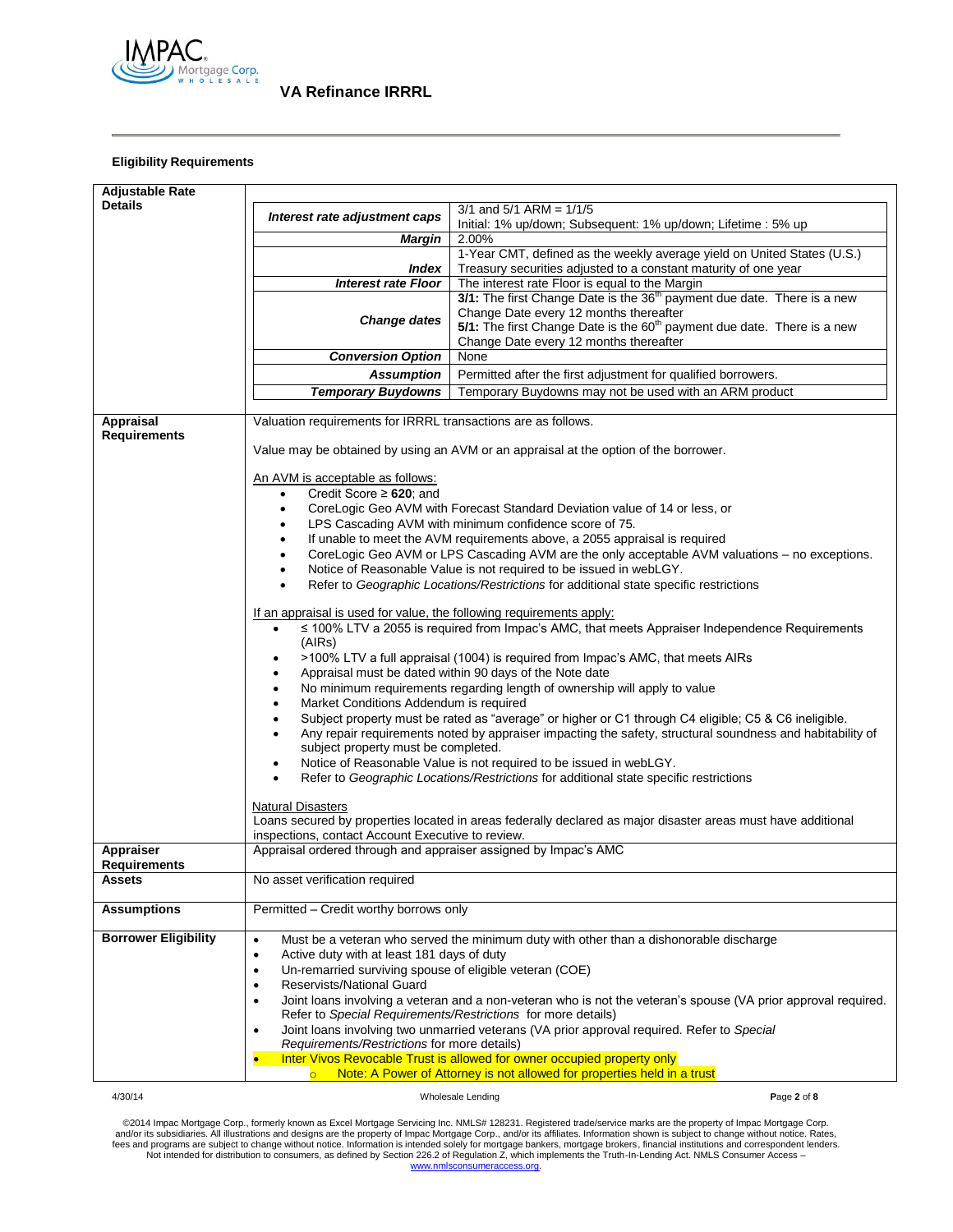# VA Refinance IRRRL

**Eligibility Requirements**

| | |
|---|---|
| **Adjustable Rate Details** | ***Interest rate adjustment caps***: 3/1 and 5/1 ARM = 1/1/5<br>Initial: 1% up/down; Subsequent: 1% up/down; Lifetime : 5% up<br>***Margin***: 2.00%<br>***Index***: 1-Year CMT, defined as the weekly average yield on United States (U.S.) Treasury securities adjusted to a constant maturity of one year<br>***Interest rate Floor***: The interest rate Floor is equal to the Margin<br>***Change dates***: **3/1:** The first Change Date is the 36th payment due date. There is a new Change Date every 12 months thereafter<br>**5/1:** The first Change Date is the 60th payment due date. There is a new Change Date every 12 months thereafter<br>***Conversion Option***: None<br>***Assumption***: Permitted after the first adjustment for qualified borrowers.<br>***Temporary Buydowns***: Temporary Buydowns may not be used with an ARM product |
| **Appraisal Requirements** | Valuation requirements for IRRRL transactions are as follows.<br><br>Value may be obtained by using an AVM or an appraisal at the option of the borrower.<br><br>An AVM is acceptable as follows:<br>• Credit Score ≥ **620**; and<br>• CoreLogic Geo AVM with Forecast Standard Deviation value of 14 or less, or<br>• LPS Cascading AVM with minimum confidence score of 75.<br>• If unable to meet the AVM requirements above, a 2055 appraisal is required<br>• CoreLogic Geo AVM or LPS Cascading AVM are the only acceptable AVM valuations – no exceptions.<br>• Notice of Reasonable Value is not required to be issued in webLGY.<br>• Refer to *Geographic Locations/Restrictions* for additional state specific restrictions<br><br>If an appraisal is used for value, the following requirements apply:<br>• ≤ 100% LTV a 2055 is required from Impac's AMC, that meets Appraiser Independence Requirements (AIRs)<br>• >100% LTV a full appraisal (1004) is required from Impac's AMC, that meets AIRs<br>• Appraisal must be dated within 90 days of the Note date<br>• No minimum requirements regarding length of ownership will apply to value<br>• Market Conditions Addendum is required<br>• Subject property must be rated as "average" or higher or C1 through C4 eligible; C5 & C6 ineligible.<br>• Any repair requirements noted by appraiser impacting the safety, structural soundness and habitability of subject property must be completed.<br>• Notice of Reasonable Value is not required to be issued in webLGY.<br>• Refer to *Geographic Locations/Restrictions* for additional state specific restrictions<br><br>Natural Disasters<br>Loans secured by properties located in areas federally declared as major disaster areas must have additional inspections, contact Account Executive to review. |
| **Appraiser Requirements** | Appraisal ordered through and appraiser assigned by Impac's AMC |
| **Assets** | No asset verification required |
| **Assumptions** | Permitted – Credit worthy borrows only |
| **Borrower Eligibility** | • Must be a veteran who served the minimum duty with other than a dishonorable discharge<br>• Active duty with at least 181 days of duty<br>• Un-remarried surviving spouse of eligible veteran (COE)<br>• Reservists/National Guard<br>• Joint loans involving a veteran and a non-veteran who is not the veteran's spouse (VA prior approval required. Refer to *Special Requirements/Restrictions* for more details)<br>• Joint loans involving two unmarried veterans (VA prior approval required. Refer to *Special Requirements/Restrictions* for more details)<br>• Inter Vivos Revocable Trust is allowed for owner occupied property only<br>  ○ Note: A Power of Attorney is not allowed for properties held in a trust |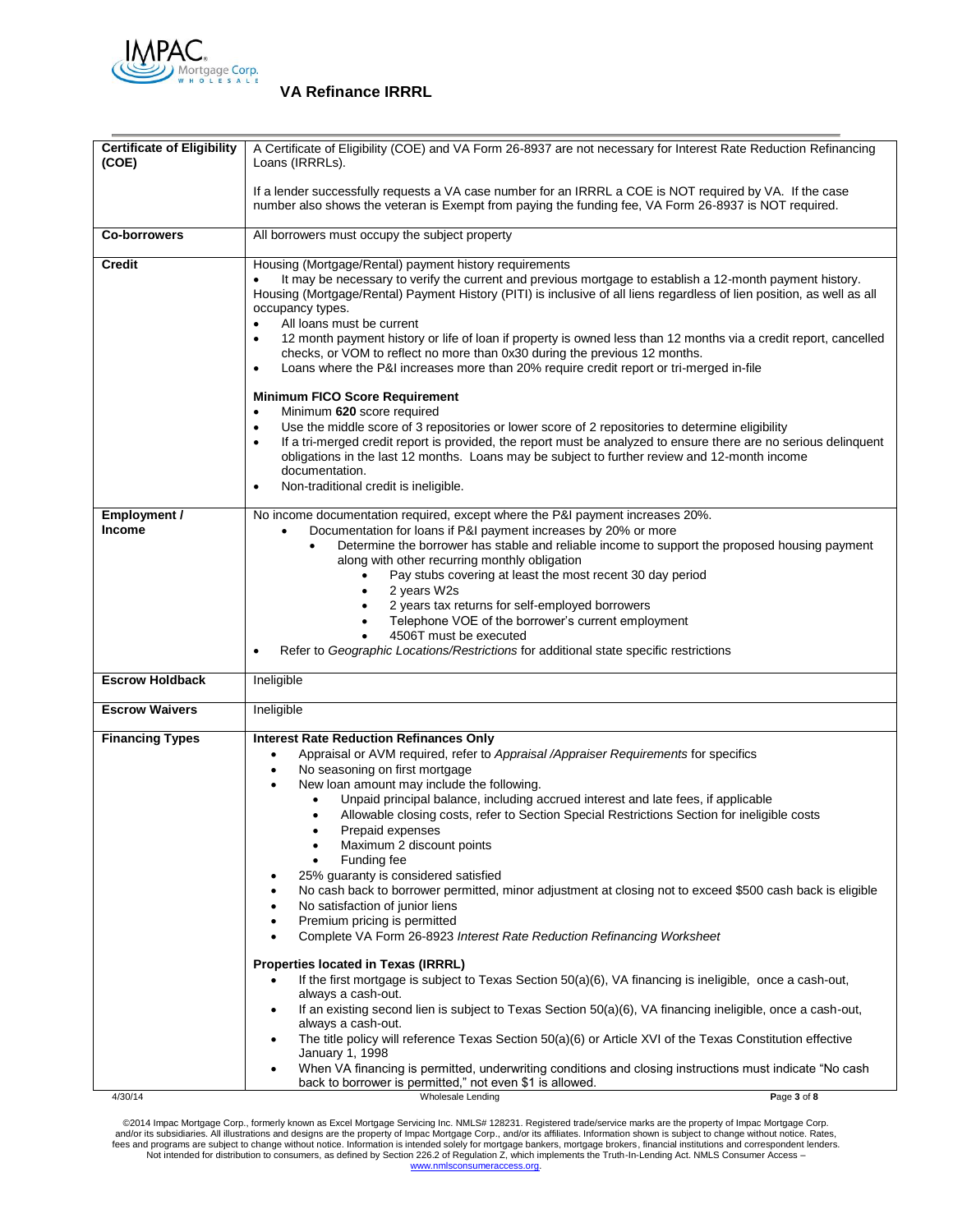| | |
|---|---|
| **Certificate of Eligibility (COE)** | A Certificate of Eligibility (COE) and VA Form 26-8937 are not necessary for Interest Rate Reduction Refinancing Loans (IRRRLs).<br><br>If a lender successfully requests a VA case number for an IRRRL a COE is NOT required by VA. If the case number also shows the veteran is Exempt from paying the funding fee, VA Form 26-8937 is NOT required. |
| **Co-borrowers** | All borrowers must occupy the subject property |
| **Credit** | Housing (Mortgage/Rental) payment history requirements<br>• It may be necessary to verify the current and previous mortgage to establish a 12-month payment history.<br>Housing (Mortgage/Rental) Payment History (PITI) is inclusive of all liens regardless of lien position, as well as all occupancy types.<br>• All loans must be current<br>• 12 month payment history or life of loan if property is owned less than 12 months via a credit report, cancelled checks, or VOM to reflect no more than 0x30 during the previous 12 months.<br>• Loans where the P&I increases more than 20% require credit report or tri-merged in-file<br><br>**Minimum FICO Score Requirement**<br>• Minimum **620** score required<br>• Use the middle score of 3 repositories or lower score of 2 repositories to determine eligibility<br>• If a tri-merged credit report is provided, the report must be analyzed to ensure there are no serious delinquent obligations in the last 12 months. Loans may be subject to further review and 12-month income documentation.<br>• Non-traditional credit is ineligible. |
| **Employment / Income** | No income documentation required, except where the P&I payment increases 20%.<br>• Documentation for loans if P&I payment increases by 20% or more<br>  • Determine the borrower has stable and reliable income to support the proposed housing payment along with other recurring monthly obligation<br>    • Pay stubs covering at least the most recent 30 day period<br>    • 2 years W2s<br>    • 2 years tax returns for self-employed borrowers<br>    • Telephone VOE of the borrower's current employment<br>    • 4506T must be executed<br>• Refer to *Geographic Locations/Restrictions* for additional state specific restrictions |
| **Escrow Holdback** | Ineligible |
| **Escrow Waivers** | Ineligible |
| **Financing Types** | **Interest Rate Reduction Refinances Only**<br>• Appraisal or AVM required, refer to *Appraisal /Appraiser Requirements* for specifics<br>• No seasoning on first mortgage<br>• New loan amount may include the following.<br>  • Unpaid principal balance, including accrued interest and late fees, if applicable<br>  • Allowable closing costs, refer to Section Special Restrictions Section for ineligible costs<br>  • Prepaid expenses<br>  • Maximum 2 discount points<br>  • Funding fee<br>• 25% guaranty is considered satisfied<br>• No cash back to borrower permitted, minor adjustment at closing not to exceed $500 cash back is eligible<br>• No satisfaction of junior liens<br>• Premium pricing is permitted<br>• Complete VA Form 26-8923 *Interest Rate Reduction Refinancing Worksheet*<br><br>**Properties located in Texas (IRRRL)**<br>• If the first mortgage is subject to Texas Section 50(a)(6), VA financing is ineligible, once a cash-out, always a cash-out.<br>• If an existing second lien is subject to Texas Section 50(a)(6), VA financing ineligible, once a cash-out, always a cash-out.<br>• The title policy will reference Texas Section 50(a)(6) or Article XVI of the Texas Constitution effective January 1, 1998<br>• When VA financing is permitted, underwriting conditions and closing instructions must indicate "No cash back to borrower is permitted," not even $1 is allowed. |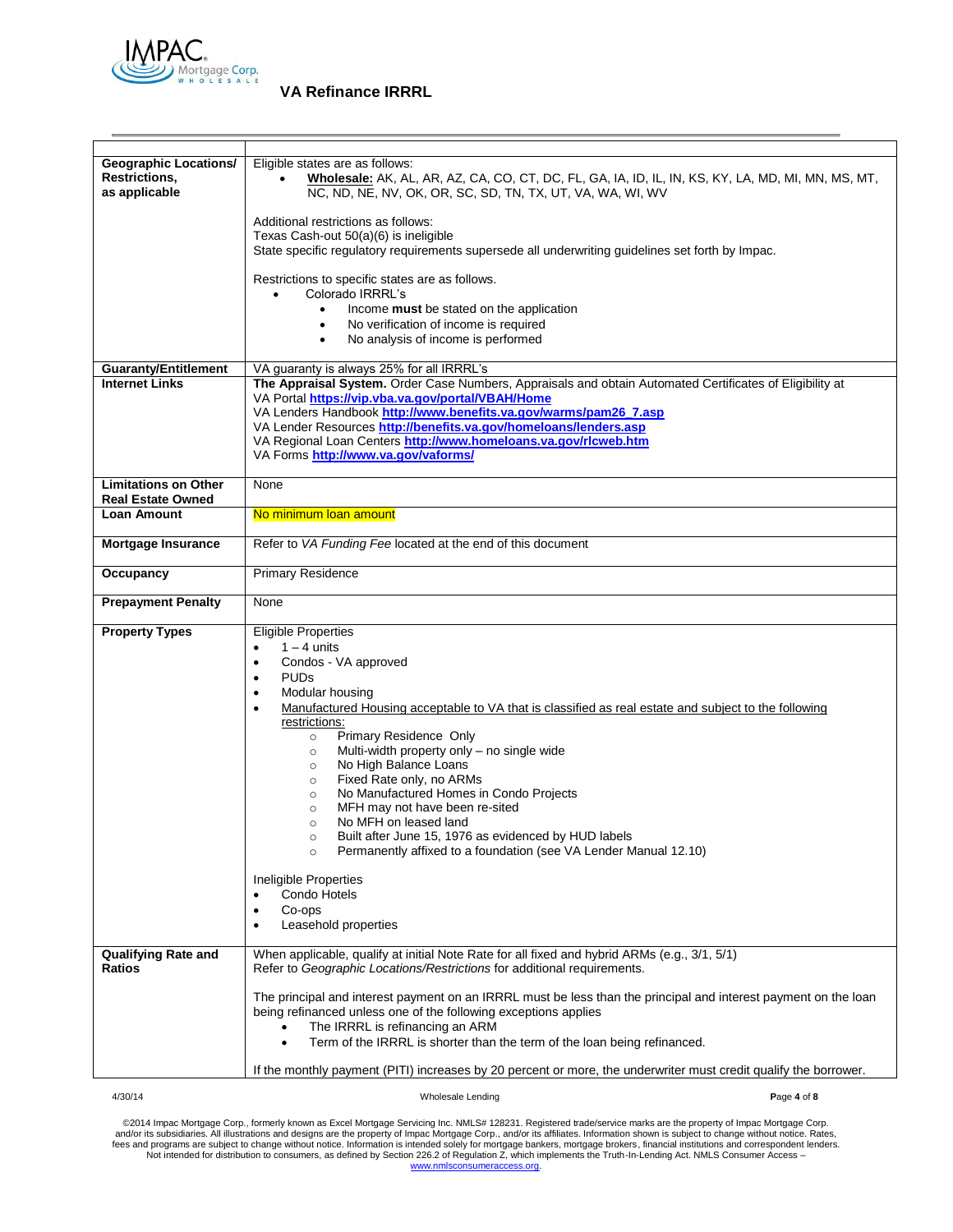## VA Refinance IRRRL

| | |
|---|---|
| **Geographic Locations/ Restrictions, as applicable** | Eligible states are as follows:<br>• <u>**Wholesale:**</u> AK, AL, AR, AZ, CA, CO, CT, DC, FL, GA, IA, ID, IL, IN, KS, KY, LA, MD, MI, MN, MS, MT, NC, ND, NE, NV, OK, OR, SC, SD, TN, TX, UT, VA, WA, WI, WV<br><br>Additional restrictions as follows:<br>Texas Cash-out 50(a)(6) is ineligible<br>State specific regulatory requirements supersede all underwriting guidelines set forth by Impac.<br><br>Restrictions to specific states are as follows.<br>• Colorado IRRRL's<br>  • Income **must** be stated on the application<br>  • No verification of income is required<br>  • No analysis of income is performed |
| **Guaranty/Entitlement** | VA guaranty is always 25% for all IRRRL's |
| **Internet Links** | **The Appraisal System.** Order Case Numbers, Appraisals and obtain Automated Certificates of Eligibility at VA Portal **https://vip.vba.va.gov/portal/VBAH/Home**<br>VA Lenders Handbook **http://www.benefits.va.gov/warms/pam26_7.asp**<br>VA Lender Resources **http://benefits.va.gov/homeloans/lenders.asp**<br>VA Regional Loan Centers **http://www.homeloans.va.gov/rlcweb.htm**<br>VA Forms **http://www.va.gov/vaforms/** |
| **Limitations on Other Real Estate Owned** | None |
| **Loan Amount** | No minimum loan amount |
| **Mortgage Insurance** | Refer to *VA Funding Fee* located at the end of this document |
| **Occupancy** | Primary Residence |
| **Prepayment Penalty** | None |
| **Property Types** | Eligible Properties<br>• 1 – 4 units<br>• Condos - VA approved<br>• PUDs<br>• Modular housing<br>• <u>Manufactured Housing acceptable to VA that is classified as real estate and subject to the following restrictions:</u><br>  ○ Primary Residence Only<br>  ○ Multi-width property only – no single wide<br>  ○ No High Balance Loans<br>  ○ Fixed Rate only, no ARMs<br>  ○ No Manufactured Homes in Condo Projects<br>  ○ MFH may not have been re-sited<br>  ○ No MFH on leased land<br>  ○ Built after June 15, 1976 as evidenced by HUD labels<br>  ○ Permanently affixed to a foundation (see VA Lender Manual 12.10)<br><br>Ineligible Properties<br>• Condo Hotels<br>• Co-ops<br>• Leasehold properties |
| **Qualifying Rate and Ratios** | When applicable, qualify at initial Note Rate for all fixed and hybrid ARMs (e.g., 3/1, 5/1)<br>Refer to *Geographic Locations/Restrictions* for additional requirements.<br><br>The principal and interest payment on an IRRRL must be less than the principal and interest payment on the loan being refinanced unless one of the following exceptions applies<br>• The IRRRL is refinancing an ARM<br>• Term of the IRRRL is shorter than the term of the loan being refinanced.<br><br>If the monthly payment (PITI) increases by 20 percent or more, the underwriter must credit qualify the borrower. |

4/30/14 Wholesale Lending

©2014 Impac Mortgage Corp., formerly known as Excel Mortgage Servicing Inc. NMLS# 128231. Registered trade/service marks are the property of Impac Mortgage Corp. and/or its subsidiaries. All illustrations and designs are the property of Impac Mortgage Corp., and/or its affiliates. Information shown is subject to change without notice. Rates, fees and programs are subject to change without notice. Information is intended solely for mortgage bankers, mortgage brokers, financial institutions and correspondent lenders. Not intended for distribution to consumers, as defined by Section 226.2 of Regulation Z, which implements the Truth-In-Lending Act. NMLS Consumer Access – www.nmlsconsumeraccess.org.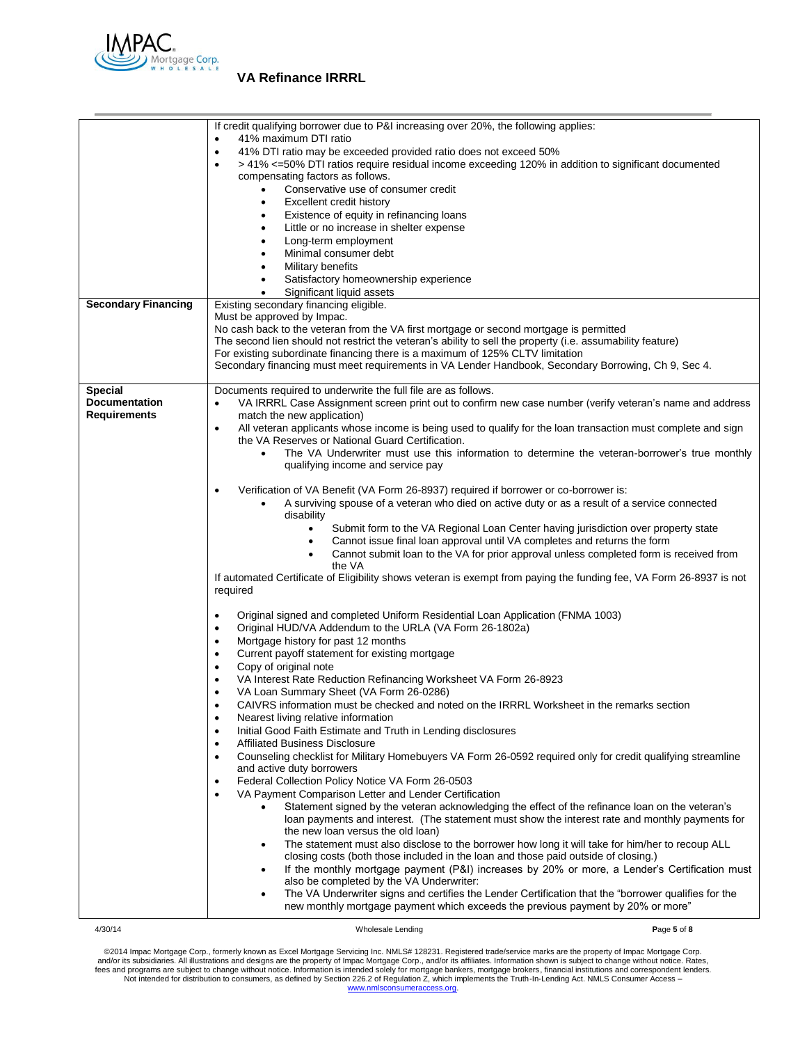| | |
|---|---|
| | If credit qualifying borrower due to P&I increasing over 20%, the following applies:<br>• 41% maximum DTI ratio<br>• 41% DTI ratio may be exceeded provided ratio does not exceed 50%<br>• > 41% <=50% DTI ratios require residual income exceeding 120% in addition to significant documented compensating factors as follows.<br>&nbsp;&nbsp;&nbsp;&nbsp;• Conservative use of consumer credit<br>&nbsp;&nbsp;&nbsp;&nbsp;• Excellent credit history<br>&nbsp;&nbsp;&nbsp;&nbsp;• Existence of equity in refinancing loans<br>&nbsp;&nbsp;&nbsp;&nbsp;• Little or no increase in shelter expense<br>&nbsp;&nbsp;&nbsp;&nbsp;• Long-term employment<br>&nbsp;&nbsp;&nbsp;&nbsp;• Minimal consumer debt<br>&nbsp;&nbsp;&nbsp;&nbsp;• Military benefits<br>&nbsp;&nbsp;&nbsp;&nbsp;• Satisfactory homeownership experience<br>&nbsp;&nbsp;&nbsp;&nbsp;• Significant liquid assets |
| **Secondary Financing** | Existing secondary financing eligible.<br>Must be approved by Impac.<br>No cash back to the veteran from the VA first mortgage or second mortgage is permitted<br>The second lien should not restrict the veteran's ability to sell the property (i.e. assumability feature)<br>For existing subordinate financing there is a maximum of 125% CLTV limitation<br>Secondary financing must meet requirements in VA Lender Handbook, Secondary Borrowing, Ch 9, Sec 4. |
| **Special Documentation Requirements** | Documents required to underwrite the full file are as follows.<br>• VA IRRRL Case Assignment screen print out to confirm new case number (verify veteran's name and address match the new application)<br>• All veteran applicants whose income is being used to qualify for the loan transaction must complete and sign the VA Reserves or National Guard Certification.<br>&nbsp;&nbsp;&nbsp;&nbsp;• The VA Underwriter must use this information to determine the veteran-borrower's true monthly qualifying income and service pay<br><br>• Verification of VA Benefit (VA Form 26-8937) required if borrower or co-borrower is:<br>&nbsp;&nbsp;&nbsp;&nbsp;• A surviving spouse of a veteran who died on active duty or as a result of a service connected disability<br>&nbsp;&nbsp;&nbsp;&nbsp;&nbsp;&nbsp;&nbsp;&nbsp;• Submit form to the VA Regional Loan Center having jurisdiction over property state<br>&nbsp;&nbsp;&nbsp;&nbsp;&nbsp;&nbsp;&nbsp;&nbsp;• Cannot issue final loan approval until VA completes and returns the form<br>&nbsp;&nbsp;&nbsp;&nbsp;&nbsp;&nbsp;&nbsp;&nbsp;• Cannot submit loan to the VA for prior approval unless completed form is received from the VA<br>If automated Certificate of Eligibility shows veteran is exempt from paying the funding fee, VA Form 26-8937 is not required<br><br>• Original signed and completed Uniform Residential Loan Application (FNMA 1003)<br>• Original HUD/VA Addendum to the URLA (VA Form 26-1802a)<br>• Mortgage history for past 12 months<br>• Current payoff statement for existing mortgage<br>• Copy of original note<br>• VA Interest Rate Reduction Refinancing Worksheet VA Form 26-8923<br>• VA Loan Summary Sheet (VA Form 26-0286)<br>• CAIVRS information must be checked and noted on the IRRRL Worksheet in the remarks section<br>• Nearest living relative information<br>• Initial Good Faith Estimate and Truth in Lending disclosures<br>• Affiliated Business Disclosure<br>• Counseling checklist for Military Homebuyers VA Form 26-0592 required only for credit qualifying streamline and active duty borrowers<br>• Federal Collection Policy Notice VA Form 26-0503<br>• VA Payment Comparison Letter and Lender Certification<br>&nbsp;&nbsp;&nbsp;&nbsp;• Statement signed by the veteran acknowledging the effect of the refinance loan on the veteran's loan payments and interest. (The statement must show the interest rate and monthly payments for the new loan versus the old loan)<br>&nbsp;&nbsp;&nbsp;&nbsp;• The statement must also disclose to the borrower how long it will take for him/her to recoup ALL closing costs (both those included in the loan and those paid outside of closing.)<br>&nbsp;&nbsp;&nbsp;&nbsp;• If the monthly mortgage payment (P&I) increases by 20% or more, a Lender's Certification must also be completed by the VA Underwriter:<br>&nbsp;&nbsp;&nbsp;&nbsp;• The VA Underwriter signs and certifies the Lender Certification that the "borrower qualifies for the new monthly mortgage payment which exceeds the previous payment by 20% or more" |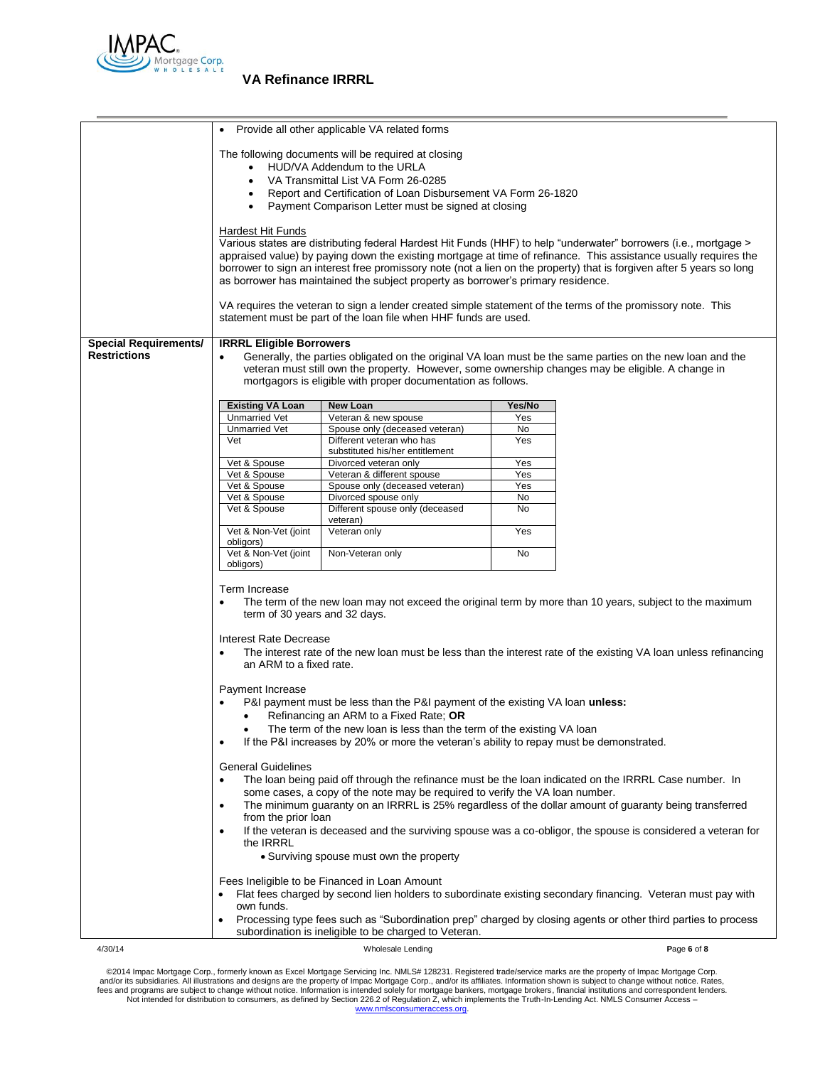- Provide all other applicable VA related forms

The following documents will be required at closing

- HUD/VA Addendum to the URLA
- VA Transmittal List VA Form 26-0285
- Report and Certification of Loan Disbursement VA Form 26-1820
- Payment Comparison Letter must be signed at closing

Hardest Hit Funds

Various states are distributing federal Hardest Hit Funds (HHF) to help "underwater" borrowers (i.e., mortgage > appraised value) by paying down the existing mortgage at time of refinance. This assistance usually requires the borrower to sign an interest free promissory note (not a lien on the property) that is forgiven after 5 years so long as borrower has maintained the subject property as borrower's primary residence.

VA requires the veteran to sign a lender created simple statement of the terms of the promissory note. This statement must be part of the loan file when HHF funds are used.

**Special Requirements/ Restrictions**

**IRRRL Eligible Borrowers**

- Generally, the parties obligated on the original VA loan must be the same parties on the new loan and the veteran must still own the property. However, some ownership changes may be eligible. A change in mortgagors is eligible with proper documentation as follows.

| Existing VA Loan | New Loan | Yes/No |
|---|---|---|
| Unmarried Vet | Veteran & new spouse | Yes |
| Unmarried Vet | Spouse only (deceased veteran) | No |
| Vet | Different veteran who has substituted his/her entitlement | Yes |
| Vet & Spouse | Divorced veteran only | Yes |
| Vet & Spouse | Veteran & different spouse | Yes |
| Vet & Spouse | Spouse only (deceased veteran) | Yes |
| Vet & Spouse | Divorced spouse only | No |
| Vet & Spouse | Different spouse only (deceased veteran) | No |
| Vet & Non-Vet (joint obligors) | Veteran only | Yes |
| Vet & Non-Vet (joint obligors) | Non-Veteran only | No |

Term Increase

- The term of the new loan may not exceed the original term by more than 10 years, subject to the maximum term of 30 years and 32 days.

Interest Rate Decrease

- The interest rate of the new loan must be less than the interest rate of the existing VA loan unless refinancing an ARM to a fixed rate.

Payment Increase

- P&I payment must be less than the P&I payment of the existing VA loan **unless:**
  - Refinancing an ARM to a Fixed Rate; **OR**
  - The term of the new loan is less than the term of the existing VA loan
- If the P&I increases by 20% or more the veteran's ability to repay must be demonstrated.

General Guidelines

- The loan being paid off through the refinance must be the loan indicated on the IRRRL Case number. In some cases, a copy of the note may be required to verify the VA loan number.
- The minimum guaranty on an IRRRL is 25% regardless of the dollar amount of guaranty being transferred from the prior loan
- If the veteran is deceased and the surviving spouse was a co-obligor, the spouse is considered a veteran for the IRRRL
  - Surviving spouse must own the property

Fees Ineligible to be Financed in Loan Amount

- Flat fees charged by second lien holders to subordinate existing secondary financing. Veteran must pay with own funds.
- Processing type fees such as "Subordination prep" charged by closing agents or other third parties to process subordination is ineligible to be charged to Veteran.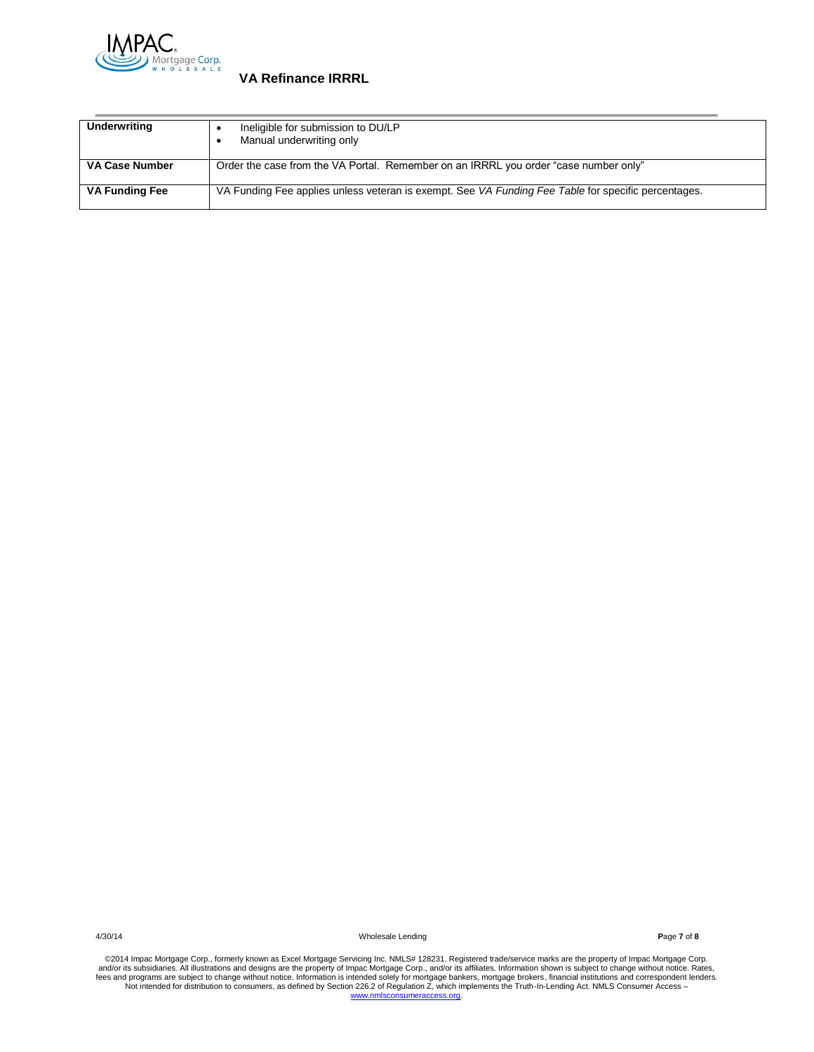| Underwriting | • Ineligible for submission to DU/LP<br>• Manual underwriting only |
|---|---|
| VA Case Number | Order the case from the VA Portal. Remember on an IRRRL you order "case number only" |
| VA Funding Fee | VA Funding Fee applies unless veteran is exempt. See *VA Funding Fee Table* for specific percentages. |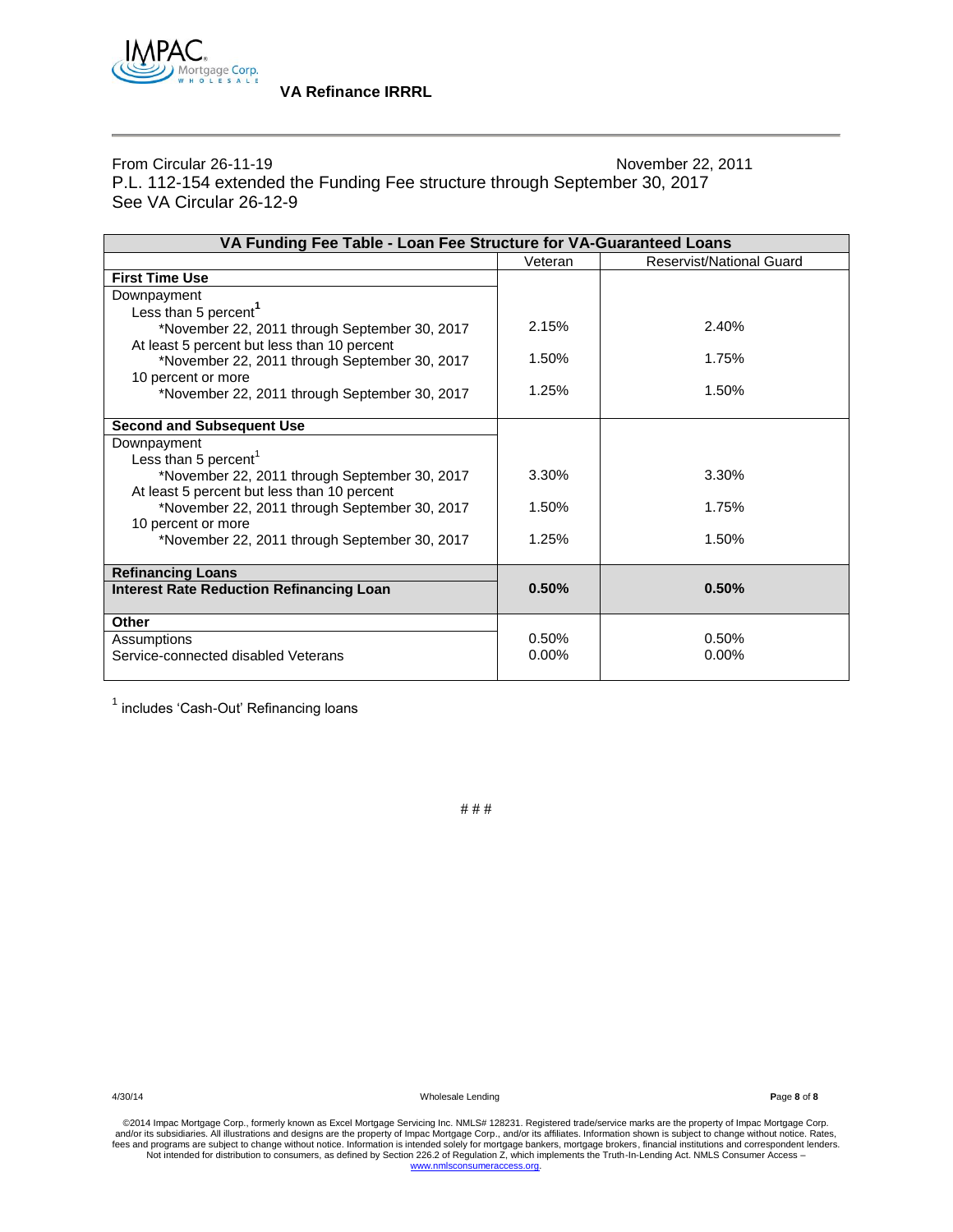From Circular 26-11-19 November 22, 2011
P.L. 112-154 extended the Funding Fee structure through September 30, 2017
See VA Circular 26-12-9

| VA Funding Fee Table - Loan Fee Structure for VA-Guaranteed Loans | | |
|---|---|---|
| | Veteran | Reservist/National Guard |
| **First Time Use** | | |
| Downpayment | | |
| Less than 5 percent[1] | | |
| *November 22, 2011 through September 30, 2017 | 2.15% | 2.40% |
| At least 5 percent but less than 10 percent | | |
| *November 22, 2011 through September 30, 2017 | 1.50% | 1.75% |
| 10 percent or more | | |
| *November 22, 2011 through September 30, 2017 | 1.25% | 1.50% |
| **Second and Subsequent Use** | | |
| Downpayment | | |
| Less than 5 percent[1] | | |
| *November 22, 2011 through September 30, 2017 | 3.30% | 3.30% |
| At least 5 percent but less than 10 percent | | |
| *November 22, 2011 through September 30, 2017 | 1.50% | 1.75% |
| 10 percent or more | | |
| *November 22, 2011 through September 30, 2017 | 1.25% | 1.50% |
| **Refinancing Loans** | | |
| **Interest Rate Reduction Refinancing Loan** | **0.50%** | **0.50%** |
| **Other** | | |
| Assumptions | 0.50% | 0.50% |
| Service-connected disabled Veterans | 0.00% | 0.00% |

[1] includes 'Cash-Out' Refinancing loans

# # #

©2014 Impac Mortgage Corp., formerly known as Excel Mortgage Servicing Inc. NMLS# 128231. Registered trade/service marks are the property of Impac Mortgage Corp. and/or its subsidiaries. All illustrations and designs are the property of Impac Mortgage Corp., and/or its affiliates. Information shown is subject to change without notice. Rates, fees and programs are subject to change without notice. Information is intended solely for mortgage bankers, mortgage brokers, financial institutions and correspondent lenders. Not intended for distribution to consumers, as defined by Section 226.2 of Regulation Z, which implements the Truth-In-Lending Act. NMLS Consumer Access – www.nmlsconsumeraccess.org.